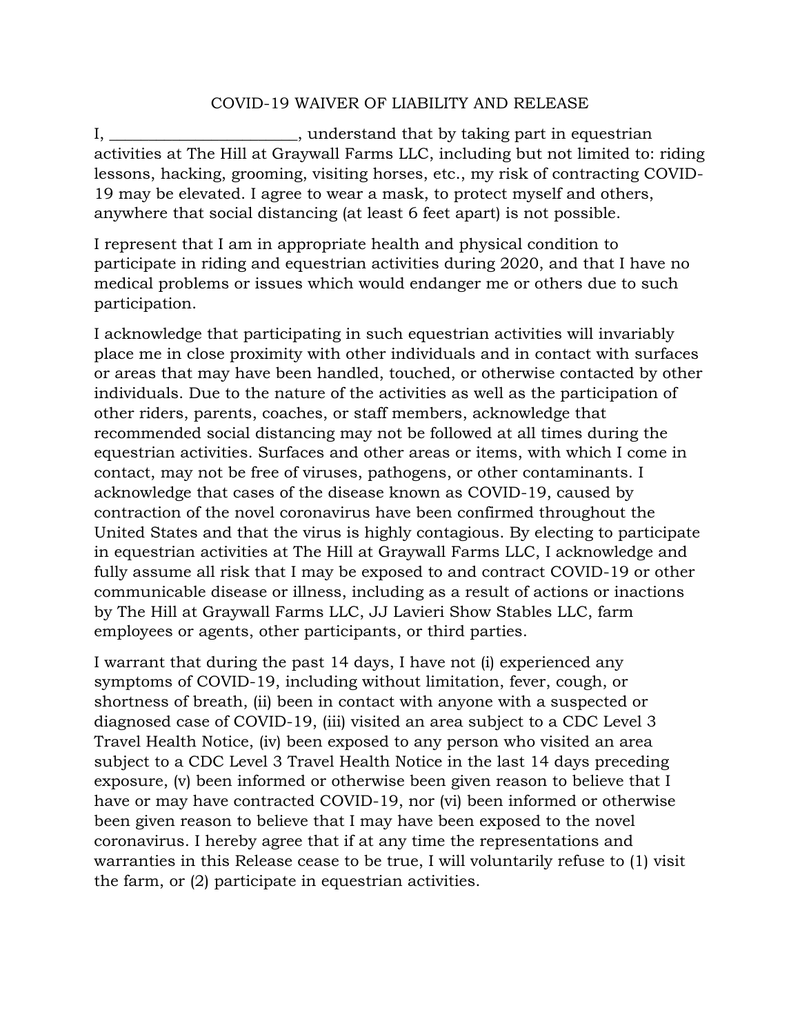# COVID-19 WAIVER OF LIABILITY AND RELEASE

I, _______________________, understand that by taking part in equestrian activities at The Hill at Graywall Farms LLC, including but not limited to: riding lessons, hacking, grooming, visiting horses, etc., my risk of contracting COVID-19 may be elevated. I agree to wear a mask, to protect myself and others, anywhere that social distancing (at least 6 feet apart) is not possible.

I represent that I am in appropriate health and physical condition to participate in riding and equestrian activities during 2020, and that I have no medical problems or issues which would endanger me or others due to such participation.

I acknowledge that participating in such equestrian activities will invariably place me in close proximity with other individuals and in contact with surfaces or areas that may have been handled, touched, or otherwise contacted by other individuals. Due to the nature of the activities as well as the participation of other riders, parents, coaches, or staff members, acknowledge that recommended social distancing may not be followed at all times during the equestrian activities. Surfaces and other areas or items, with which I come in contact, may not be free of viruses, pathogens, or other contaminants. I acknowledge that cases of the disease known as COVID-19, caused by contraction of the novel coronavirus have been confirmed throughout the United States and that the virus is highly contagious. By electing to participate in equestrian activities at The Hill at Graywall Farms LLC, I acknowledge and fully assume all risk that I may be exposed to and contract COVID-19 or other communicable disease or illness, including as a result of actions or inactions by The Hill at Graywall Farms LLC, JJ Lavieri Show Stables LLC, farm employees or agents, other participants, or third parties.

I warrant that during the past 14 days, I have not (i) experienced any symptoms of COVID-19, including without limitation, fever, cough, or shortness of breath, (ii) been in contact with anyone with a suspected or diagnosed case of COVID-19, (iii) visited an area subject to a CDC Level 3 Travel Health Notice, (iv) been exposed to any person who visited an area subject to a CDC Level 3 Travel Health Notice in the last 14 days preceding exposure, (v) been informed or otherwise been given reason to believe that I have or may have contracted COVID-19, nor (vi) been informed or otherwise been given reason to believe that I may have been exposed to the novel coronavirus. I hereby agree that if at any time the representations and warranties in this Release cease to be true, I will voluntarily refuse to (1) visit the farm, or (2) participate in equestrian activities.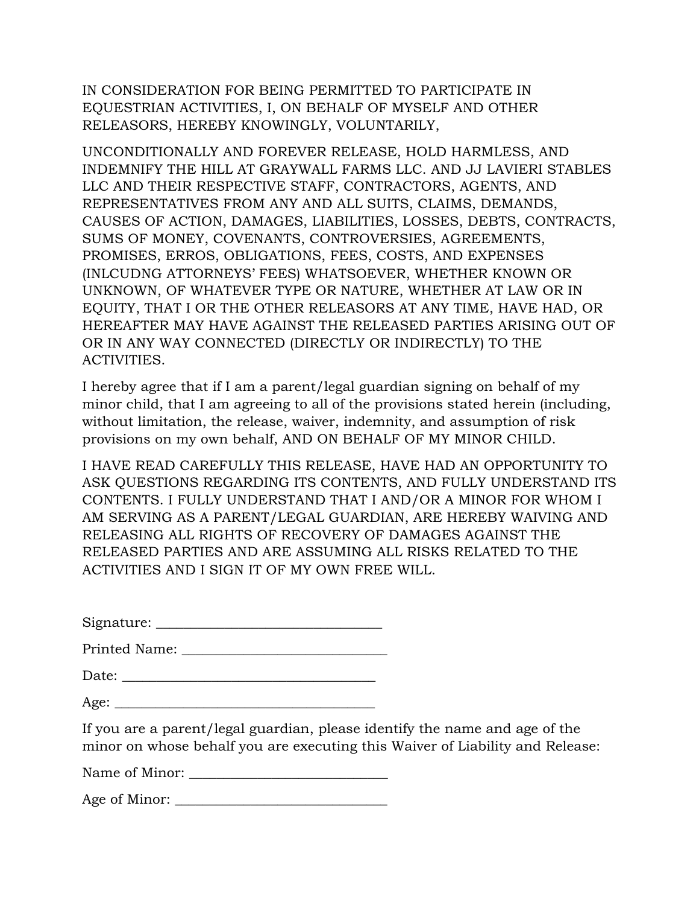IN CONSIDERATION FOR BEING PERMITTED TO PARTICIPATE IN EQUESTRIAN ACTIVITIES, I, ON BEHALF OF MYSELF AND OTHER RELEASORS, HEREBY KNOWINGLY, VOLUNTARILY,

UNCONDITIONALLY AND FOREVER RELEASE, HOLD HARMLESS, AND INDEMNIFY THE HILL AT GRAYWALL FARMS LLC. AND JJ LAVIERI STABLES LLC AND THEIR RESPECTIVE STAFF, CONTRACTORS, AGENTS, AND REPRESENTATIVES FROM ANY AND ALL SUITS, CLAIMS, DEMANDS, CAUSES OF ACTION, DAMAGES, LIABILITIES, LOSSES, DEBTS, CONTRACTS, SUMS OF MONEY, COVENANTS, CONTROVERSIES, AGREEMENTS, PROMISES, ERROS, OBLIGATIONS, FEES, COSTS, AND EXPENSES (INLCUDNG ATTORNEYS' FEES) WHATSOEVER, WHETHER KNOWN OR UNKNOWN, OF WHATEVER TYPE OR NATURE, WHETHER AT LAW OR IN EQUITY, THAT I OR THE OTHER RELEASORS AT ANY TIME, HAVE HAD, OR HEREAFTER MAY HAVE AGAINST THE RELEASED PARTIES ARISING OUT OF OR IN ANY WAY CONNECTED (DIRECTLY OR INDIRECTLY) TO THE ACTIVITIES.

I hereby agree that if I am a parent/legal guardian signing on behalf of my minor child, that I am agreeing to all of the provisions stated herein (including, without limitation, the release, waiver, indemnity, and assumption of risk provisions on my own behalf, AND ON BEHALF OF MY MINOR CHILD.

I HAVE READ CAREFULLY THIS RELEASE, HAVE HAD AN OPPORTUNITY TO ASK QUESTIONS REGARDING ITS CONTENTS, AND FULLY UNDERSTAND ITS CONTENTS. I FULLY UNDERSTAND THAT I AND/OR A MINOR FOR WHOM I AM SERVING AS A PARENT/LEGAL GUARDIAN, ARE HEREBY WAIVING AND RELEASING ALL RIGHTS OF RECOVERY OF DAMAGES AGAINST THE RELEASED PARTIES AND ARE ASSUMING ALL RISKS RELATED TO THE ACTIVITIES AND I SIGN IT OF MY OWN FREE WILL.

Signature: ________________________________

Printed Name: ____________________________

Date: ___________________________________

Age: ____________________________________

If you are a parent/legal guardian, please identify the name and age of the minor on whose behalf you are executing this Waiver of Liability and Release:

Name of Minor: ___________________________

Age of Minor: _____________________________